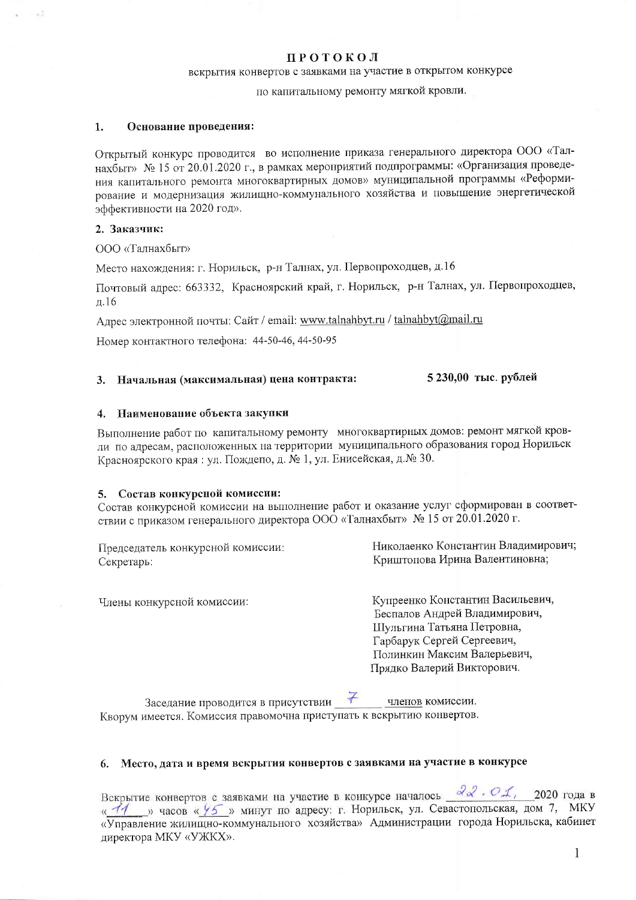# ПРОТОКОЛ

вскрытия конвертов с заявками на участие в открытом конкурсе

по капитальному ремонту мягкой кровли.

## 1. Основание проведения:

Открытый конкурс проводится во исполнение приказа генерального директора ООО «Талнахбыт» № 15 от 20.01.2020 г., в рамках мероприятий подпрограммы: «Организация проведения капитального ремонта многоквартирных домов» муниципальной программы «Реформирование и модернизация жилищно-коммунального хозяйства и повышение энергетической эффективности на 2020 год».

## 2. Заказчик:

ООО «Талнахбыт»

Место нахождения: г. Норильск, р-н Талнах, ул. Первопроходцев, д.16

Почтовый адрес: 663332, Красноярский край, г. Норильск, р-н Талнах, ул. Первопроходцев, д.16

Адрес электронной почты: Сайт / email: www.talnahbyt.ru / talnahbyt@mail.ru

Номер контактного телефона: 44-50-46, 44-50-95

## 3. Начальная (максимальная) цена контракта: 5 230,00 тыс. рублей

## 4. Наименование объекта закупки

Выполнение работ по капитальному ремонту многоквартирных домов: ремонт мягкой кровли по адресам, расположенных на территории муниципального образования город Норильск Красноярского края : ул. Пождепо, д. № 1, ул. Енисейская, д.№ 30.

## 5. Состав конкурсной комиссии:

Состав конкурсной комиссии на выполнение работ и оказание услуг сформирован в соответствии с приказом генерального директора ООО «Талнахбыт» № 15 от 20.01.2020 г.

Председатель конкурсной комиссии: Николаенко Константин Владимирович;

Секретарь: Криштопова Ирина Валентиновна;

Члены конкурсной комиссии:

Купреенко Константин Васильевич,
Беспалов Андрей Владимирович,
Шульгина Татьяна Петровна,
Гарбарук Сергей Сергеевич,
Полинкин Максим Валерьевич,
Прядко Валерий Викторович.

Заседание проводится в присутствии 7 членов комиссии.
Кворум имеется. Комиссия правомочна приступать к вскрытию конвертов.

## 6. Место, дата и время вскрытия конвертов с заявками на участие в конкурсе

Вскрытие конвертов с заявками на участие в конкурсе началось 22.01. 2020 года в «11» часов «45» минут по адресу: г. Норильск, ул. Севастопольская, дом 7, МКУ «Управление жилищно-коммунального хозяйства» Администрации города Норильска, кабинет директора МКУ «УЖКХ».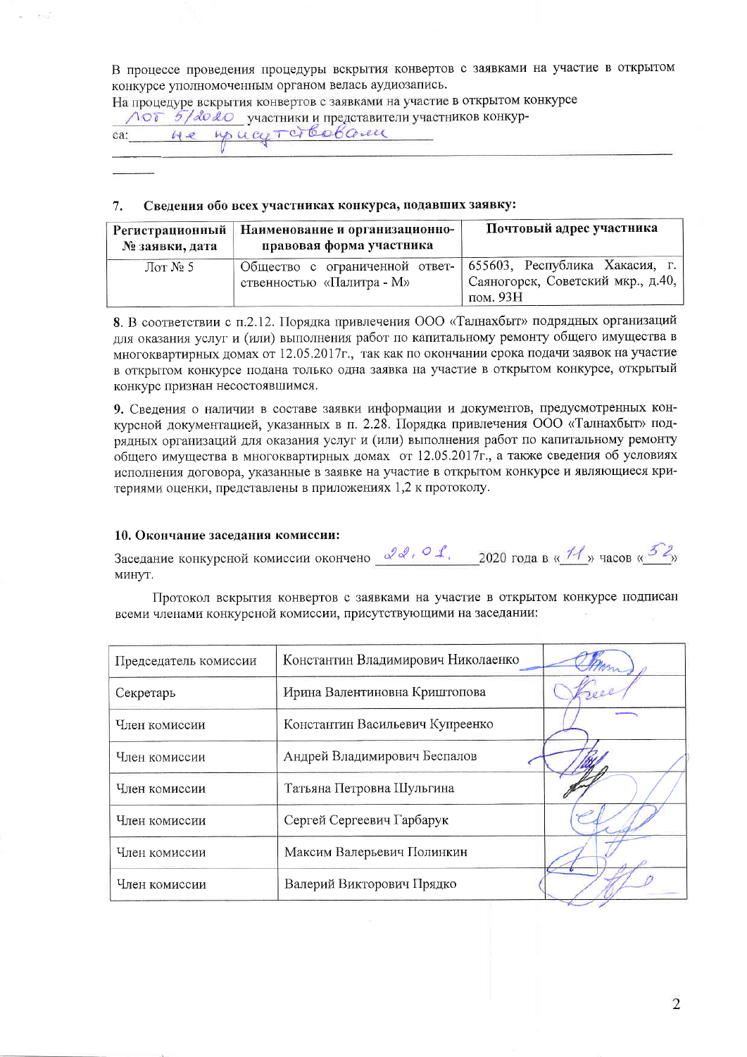В процессе проведения процедуры вскрытия конвертов с заявками на участие в открытом конкурсе уполномоченным органом велась аудиозапись.

На процедуре вскрытия конвертов с заявками на участие в открытом конкурсе Лот 5/2020 участники и представители участников конкурса: не присутствовали

7. **Сведения обо всех участниках конкурса, подавших заявку:**

| Регистрационный № заявки, дата | Наименование и организационно-правовая форма участника | Почтовый адрес участника |
|---|---|---|
| Лот № 5 | Общество с ограниченной ответственностью «Палитра - М» | 655603, Республика Хакасия, г. Саяногорск, Советский мкр., д.40, пом. 93Н |

**8.** В соответствии с п.2.12. Порядка привлечения ООО «Талнахбыт» подрядных организаций для оказания услуг и (или) выполнения работ по капитальному ремонту общего имущества в многоквартирных домах от 12.05.2017г., так как по окончании срока подачи заявок на участие в открытом конкурсе подана только одна заявка на участие в открытом конкурсе, открытый конкурс признан несостоявшимся.

**9.** Сведения о наличии в составе заявки информации и документов, предусмотренных конкурсной документацией, указанных в п. 2.28. Порядка привлечения ООО «Талнахбыт» подрядных организаций для оказания услуг и (или) выполнения работ по капитальному ремонту общего имущества в многоквартирных домах от 12.05.2017г., а также сведения об условиях исполнения договора, указанные в заявке на участие в открытом конкурсе и являющиеся критериями оценки, представлены в приложениях 1,2 к протоколу.

**10. Окончание заседания комиссии:**

Заседание конкурсной комиссии окончено 22.01. 2020 года в «11» часов «52» минут.

Протокол вскрытия конвертов с заявками на участие в открытом конкурсе подписан всеми членами конкурсной комиссии, присутствующими на заседании:

| | | |
|---|---|---|
| Председатель комиссии | Константин Владимирович Николаенко | (подпись) |
| Секретарь | Ирина Валентиновна Криштопова | (подпись) |
| Член комиссии | Константин Васильевич Купреенко | — |
| Член комиссии | Андрей Владимирович Беспалов | (подпись) |
| Член комиссии | Татьяна Петровна Шульгина | (подпись) |
| Член комиссии | Сергей Сергеевич Гарбарук | (подпись) |
| Член комиссии | Максим Валерьевич Полинкин | (подпись) |
| Член комиссии | Валерий Викторович Прядко | (подпись) |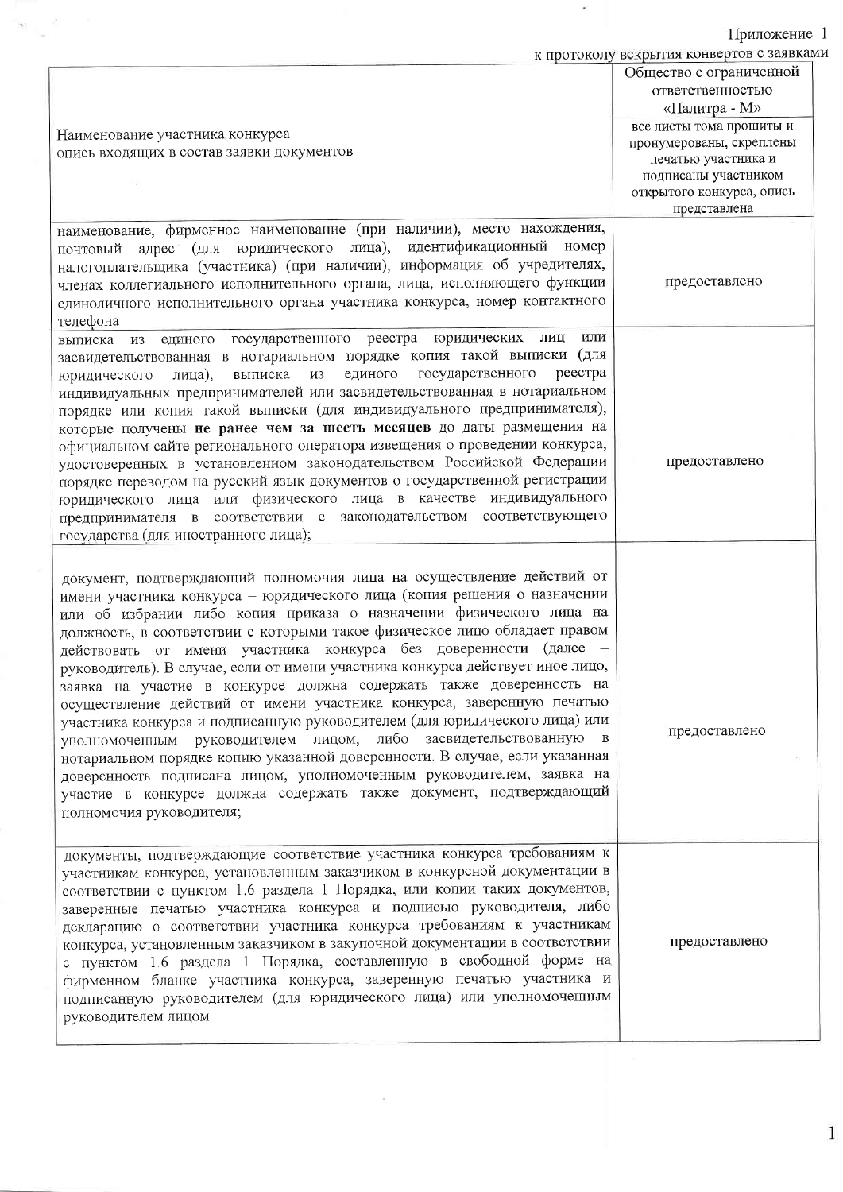Приложение 1
к протоколу вскрытия конвертов с заявками

| Наименование участника конкурса опись входящих в состав заявки документов | Общество с ограниченной ответственностью «Палитра - М» |
| --- | --- |
| | все листы тома прошиты и пронумерованы, скреплены печатью участника и подписаны участником открытого конкурса, опись представлена |
| наименование, фирменное наименование (при наличии), место нахождения, почтовый адрес (для юридического лица), идентификационный номер налогоплательщика (участника) (при наличии), информация об учредителях, членах коллегиального исполнительного органа, лица, исполняющего функции единоличного исполнительного органа участника конкурса, номер контактного телефона | предоставлено |
| выписка из единого государственного реестра юридических лиц или засвидетельствованная в нотариальном порядке копия такой выписки (для юридического лица), выписка из единого государственного реестра индивидуальных предпринимателей или засвидетельствованная в нотариальном порядке или копия такой выписки (для индивидуального предпринимателя), которые получены **не ранее чем за шесть месяцев** до даты размещения на официальном сайте регионального оператора извещения о проведении конкурса, удостоверенных в установленном законодательством Российской Федерации порядке переводом на русский язык документов о государственной регистрации юридического лица или физического лица в качестве индивидуального предпринимателя в соответствии с законодательством соответствующего государства (для иностранного лица); | предоставлено |
| документ, подтверждающий полномочия лица на осуществление действий от имени участника конкурса – юридического лица (копия решения о назначении или об избрании либо копия приказа о назначении физического лица на должность, в соответствии с которыми такое физическое лицо обладает правом действовать от имени участника конкурса без доверенности (далее -- руководитель). В случае, если от имени участника конкурса действует иное лицо, заявка на участие в конкурсе должна содержать также доверенность на осуществление действий от имени участника конкурса, заверенную печатью участника конкурса и подписанную руководителем (для юридического лица) или уполномоченным руководителем лицом, либо засвидетельствованную в нотариальном порядке копию указанной доверенности. В случае, если указанная доверенность подписана лицом, уполномоченным руководителем, заявка на участие в конкурсе должна содержать также документ, подтверждающий полномочия руководителя; | предоставлено |
| документы, подтверждающие соответствие участника конкурса требованиям к участникам конкурса, установленным заказчиком в конкурсной документации в соответствии с пунктом 1.6 раздела 1 Порядка, или копии таких документов, заверенные печатью участника конкурса и подписью руководителя, либо декларацию о соответствии участника конкурса требованиям к участникам конкурса, установленным заказчиком в закупочной документации в соответствии с пунктом 1.6 раздела 1 Порядка, составленную в свободной форме на фирменном бланке участника конкурса, заверенную печатью участника и подписанную руководителем (для юридического лица) или уполномоченным руководителем лицом | предоставлено |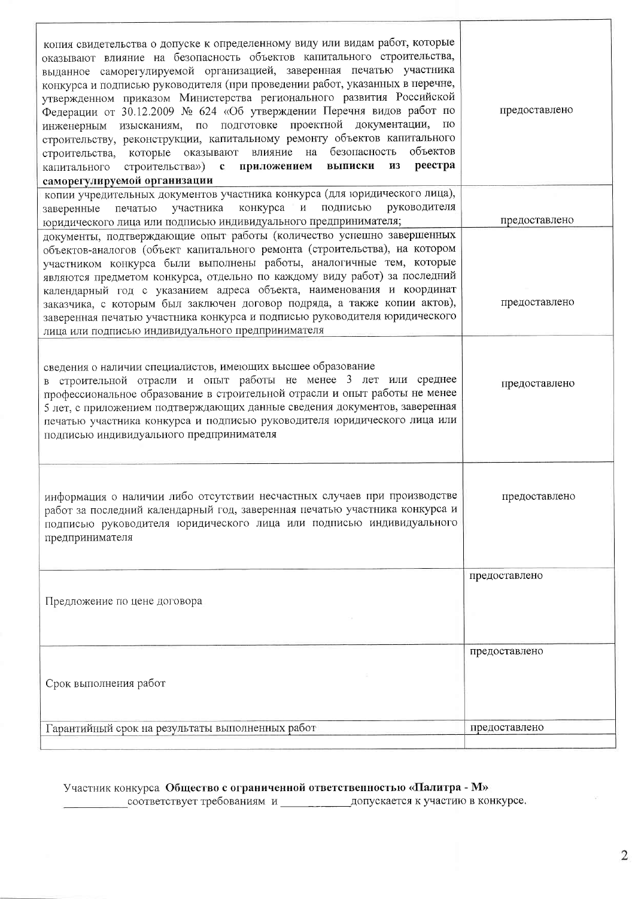| | |
|---|---|
| копия свидетельства о допуске к определенному виду или видам работ, которые оказывают влияние на безопасность объектов капитального строительства, выданное саморегулируемой организацией, заверенная печатью участника конкурса и подписью руководителя (при проведении работ, указанных в перечне, утвержденном приказом Министерства регионального развития Российской Федерации от 30.12.2009 № 624 «Об утверждении Перечня видов работ по инженерным изысканиям, по подготовке проектной документации, по строительству, реконструкции, капитальному ремонту объектов капитального строительства, которые оказывают влияние на безопасность объектов капитального строительства») **с приложением выписки из реестра саморегулируемой организации** | предоставлено |
| копии учредительных документов участника конкурса (для юридического лица), заверенные печатью участника конкурса и подписью руководителя юридического лица или подписью индивидуального предпринимателя; | предоставлено |
| документы, подтверждающие опыт работы (количество успешно завершенных объектов-аналогов (объект капитального ремонта (строительства), на котором участником конкурса были выполнены работы, аналогичные тем, которые являются предметом конкурса, отдельно по каждому виду работ) за последний календарный год с указанием адреса объекта, наименования и координат заказчика, с которым был заключен договор подряда, а также копии актов), заверенная печатью участника конкурса и подписью руководителя юридического лица или подписью индивидуального предпринимателя | предоставлено |
| сведения о наличии специалистов, имеющих высшее образование в строительной отрасли и опыт работы не менее 3 лет или среднее профессиональное образование в строительной отрасли и опыт работы не менее 5 лет, с приложением подтверждающих данные сведения документов, заверенная печатью участника конкурса и подписью руководителя юридического лица или подписью индивидуального предпринимателя | предоставлено |
| информация о наличии либо отсутствии несчастных случаев при производстве работ за последний календарный год, заверенная печатью участника конкурса и подписью руководителя юридического лица или подписью индивидуального предпринимателя | предоставлено |
| Предложение по цене договора | предоставлено |
| Срок выполнения работ | предоставлено |
| Гарантийный срок на результаты выполненных работ | предоставлено |

Участник конкурса **Общество с ограниченной ответственностью «Палитра - М»** __________ соответствует требованиям и __________ допускается к участию в конкурсе.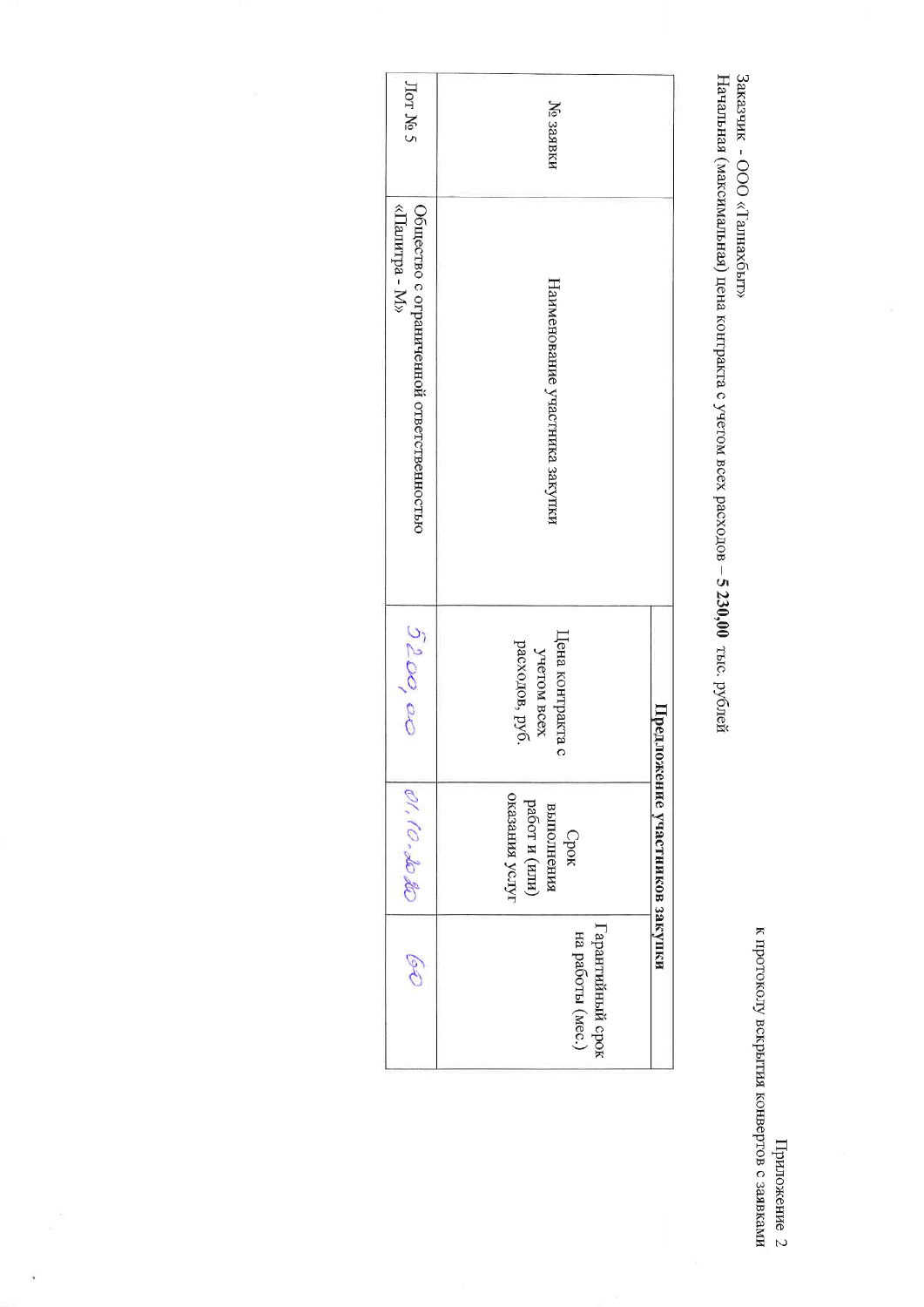Приложение 2
к протоколу вскрытия конвертов с заявками

Заказчик - ООО «Ташкахбыт»
Начальная (максимальная) цена контракта с учетом всех расходов – **5 230,00** тыс. рублей

| № заявки | Наименование участника закупки | Предложение участников закупки | | |
|---|---|---|---|---|
| | | Цена контракта с учетом всех расходов, руб. | Срок выполнения работ и (или) оказания услуг | Гарантийный срок на работы (мес.) |
| Лот № 5 | Общество с ограниченной ответственностью «Палитра - М» | 5200,00 | 01.10.2020 | 60 |